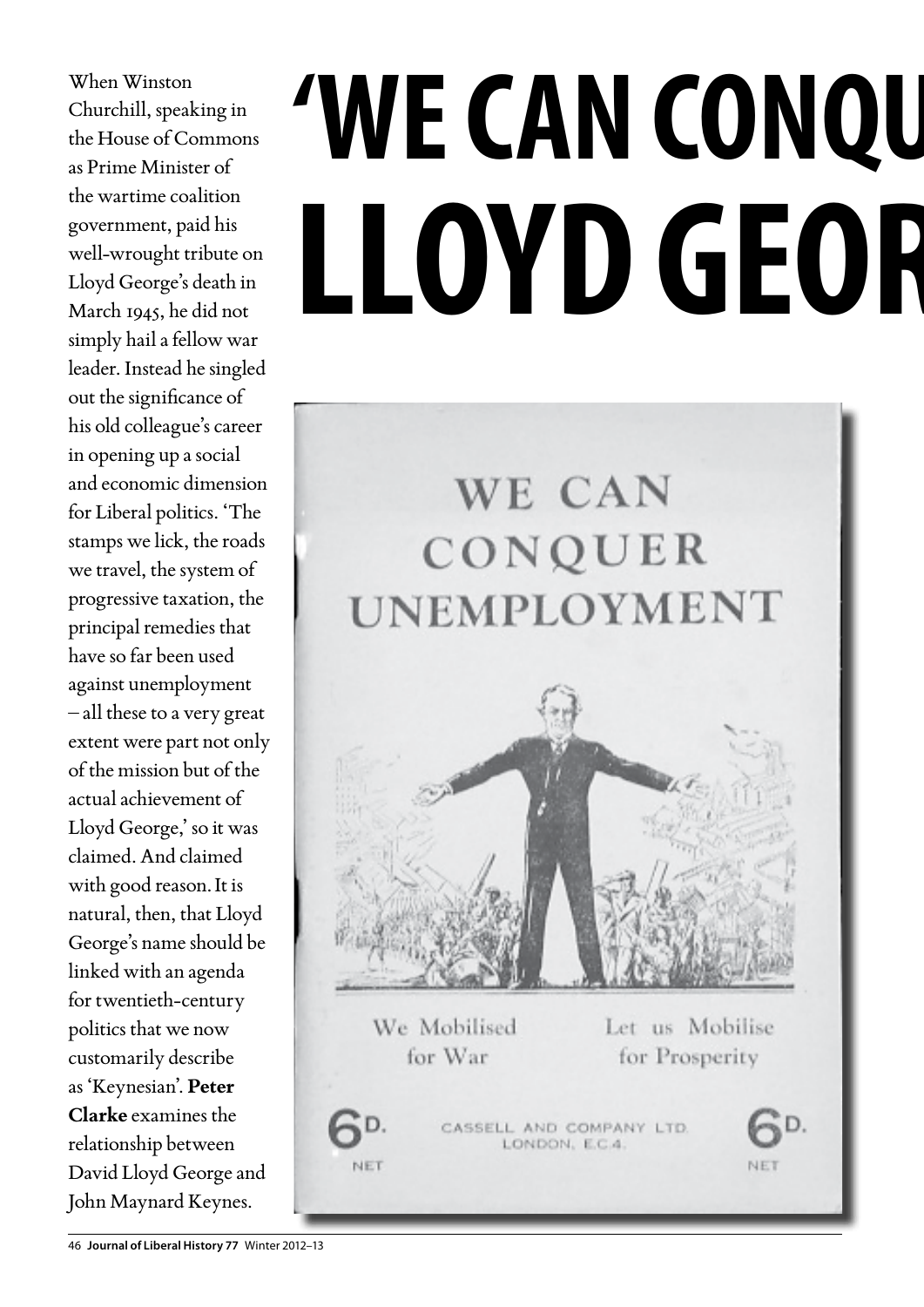# 'WE CAN CONQU LLOYD GEOR

When Winston Churchill, speaking in the House of Commons as Prime Minister of the wartime coalition government, paid his well-wrought tribute on Lloyd George's death in March 1945, he did not simply hail a fellow war leader. Instead he singled out the significance of his old colleague's career in opening up a social and economic dimension for Liberal politics. 'The stamps we lick, the roads we travel, the system of progressive taxation, the principal remedies that have so far been used against unemployment – all these to a very great extent were part not only of the mission but of the actual achievement of Lloyd George,' so it was claimed. And claimed with good reason. It is natural, then, that Lloyd George's name should be linked with an agenda for twentieth-century politics that we now customarily describe as 'Keynesian'. **Peter Clarke** examines the relationship between David Lloyd George and John Maynard Keynes.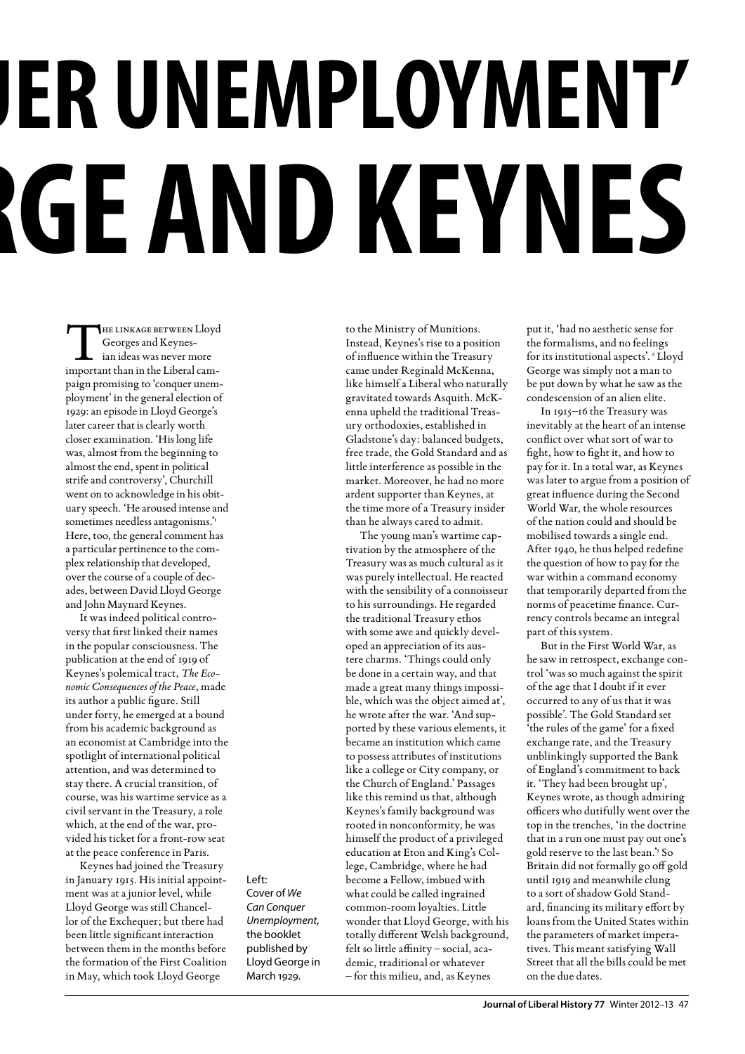# 'CONQUER UNEMPLOYMENT' LLOYD GEORGE AND KEYNES

The linkage between Lloyd Georges and Keynesian ideas was never more important than in the Liberal campaign promising to 'conquer unemployment' in the general election of 1929: an episode in Lloyd George's later career that is clearly worth closer examination. 'His long life was, almost from the beginning to almost the end, spent in political strife and controversy', Churchill went on to acknowledge in his obituary speech. 'He aroused intense and sometimes needless antagonisms.'[1] Here, too, the general comment has a particular pertinence to the complex relationship that developed, over the course of a couple of decades, between David Lloyd George and John Maynard Keynes.

It was indeed political controversy that first linked their names in the popular consciousness. The publication at the end of 1919 of Keynes's polemical tract, *The Economic Consequences of the Peace*, made its author a public figure. Still under forty, he emerged at a bound from his academic background as an economist at Cambridge into the spotlight of international political attention, and was determined to stay there. A crucial transition, of course, was his wartime service as a civil servant in the Treasury, a role which, at the end of the war, provided his ticket for a front-row seat at the peace conference in Paris.

Keynes had joined the Treasury in January 1915. His initial appointment was at a junior level, while Lloyd George was still Chancellor of the Exchequer; but there had been little significant interaction between them in the months before the formation of the First Coalition in May, which took Lloyd George to the Ministry of Munitions. Instead, Keynes's rise to a position of influence within the Treasury came under Reginald McKenna, like himself a Liberal who naturally gravitated towards Asquith. McKenna upheld the traditional Treasury orthodoxies, established in Gladstone's day: balanced budgets, free trade, the Gold Standard and as little interference as possible in the market. Moreover, he had no more ardent supporter than Keynes, at the time more of a Treasury insider than he always cared to admit.

The young man's wartime captivation by the atmosphere of the Treasury was as much cultural as it was purely intellectual. He reacted with the sensibility of a connoisseur to his surroundings. He regarded the traditional Treasury ethos with some awe and quickly developed an appreciation of its austere charms. 'Things could only be done in a certain way, and that made a great many things impossible, which was the object aimed at', he wrote after the war. 'And supported by these various elements, it became an institution which came to possess attributes of institutions like a college or City company, or the Church of England.' Passages like this remind us that, although Keynes's family background was rooted in nonconformity, he was himself the product of a privileged education at Eton and King's College, Cambridge, where he had become a Fellow, imbued with what could be called ingrained common-room loyalties. Little wonder that Lloyd George, with his totally different Welsh background, felt so little affinity – social, academic, traditional or whatever – for this milieu, and, as Keynes put it, 'had no aesthetic sense for the formalisms, and no feelings for its institutional aspects'.[2] Lloyd George was simply not a man to be put down by what he saw as the condescension of an alien elite.

In 1915–16 the Treasury was inevitably at the heart of an intense conflict over what sort of war to fight, how to fight it, and how to pay for it. In a total war, as Keynes was later to argue from a position of great influence during the Second World War, the whole resources of the nation could and should be mobilised towards a single end. After 1940, he thus helped redefine the question of how to pay for the war within a command economy that temporarily departed from the norms of peacetime finance. Currency controls became an integral part of this system.

But in the First World War, as he saw in retrospect, exchange control 'was so much against the spirit of the age that I doubt if it ever occurred to any of us that it was possible'. The Gold Standard set 'the rules of the game' for a fixed exchange rate, and the Treasury unblinkingly supported the Bank of England's commitment to back it. 'They had been brought up', Keynes wrote, as though admiring officers who dutifully went over the top in the trenches, 'in the doctrine that in a run one must pay out one's gold reserve to the last bean.'[3] So Britain did not formally go off gold until 1919 and meanwhile clung to a sort of shadow Gold Standard, financing its military effort by loans from the United States within the parameters of market imperatives. This meant satisfying Wall Street that all the bills could be met on the due dates.

Left: Cover of *We Can Conquer Unemployment,* the booklet published by Lloyd George in March 1929.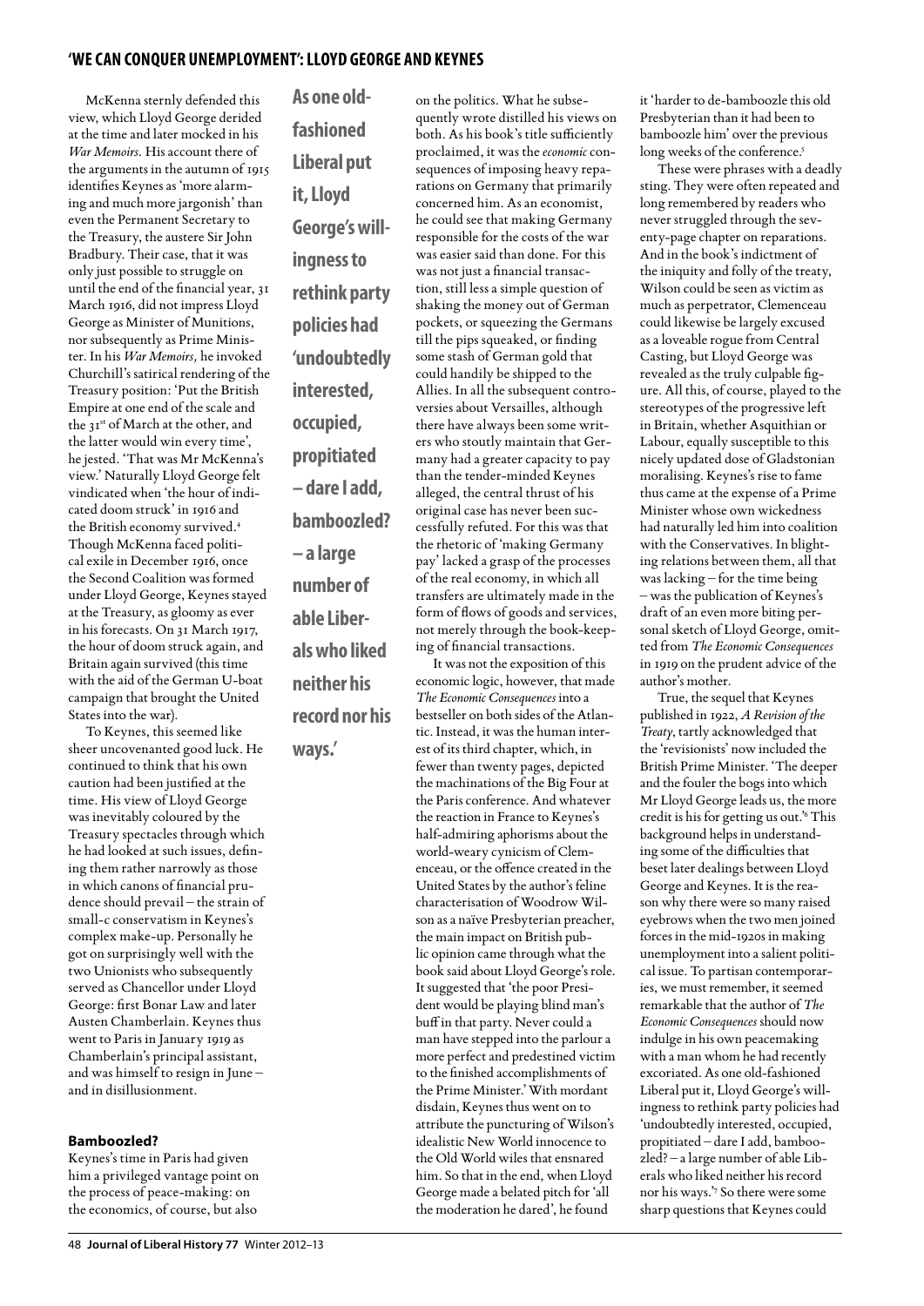McKenna sternly defended this view, which Lloyd George derided at the time and later mocked in his *War Memoirs*. His account there of the arguments in the autumn of 1915 identifies Keynes as 'more alarming and much more jargonish' than even the Permanent Secretary to the Treasury, the austere Sir John Bradbury. Their case, that it was only just possible to struggle on until the end of the financial year, 31 March 1916, did not impress Lloyd George as Minister of Munitions, nor subsequently as Prime Minister. In his *War Memoirs,* he invoked Churchill's satirical rendering of the Treasury position: 'Put the British Empire at one end of the scale and the 31st of March at the other, and the latter would win every time', he jested. 'That was Mr McKenna's view.' Naturally Lloyd George felt vindicated when 'the hour of indicated doom struck' in 1916 and the British economy survived.[4] Though McKenna faced political exile in December 1916, once the Second Coalition was formed under Lloyd George, Keynes stayed at the Treasury, as gloomy as ever in his forecasts. On 31 March 1917, the hour of doom struck again, and Britain again survived (this time with the aid of the German U-boat campaign that brought the United States into the war).

To Keynes, this seemed like sheer uncovenanted good luck. He continued to think that his own caution had been justified at the time. His view of Lloyd George was inevitably coloured by the Treasury spectacles through which he had looked at such issues, defining them rather narrowly as those in which canons of financial prudence should prevail – the strain of small-c conservatism in Keynes's complex make-up. Personally he got on surprisingly well with the two Unionists who subsequently served as Chancellor under Lloyd George: first Bonar Law and later Austen Chamberlain. Keynes thus went to Paris in January 1919 as Chamberlain's principal assistant, and was himself to resign in June – and in disillusionment.

## Bamboozled?

Keynes's time in Paris had given him a privileged vantage point on the process of peace-making: on the economics, of course, but also on the politics. What he subsequently wrote distilled his views on both. As his book's title sufficiently proclaimed, it was the *economic* consequences of imposing heavy reparations on Germany that primarily concerned him. As an economist, he could see that making Germany responsible for the costs of the war was easier said than done. For this was not just a financial transaction, still less a simple question of shaking the money out of German pockets, or squeezing the Germans till the pips squeaked, or finding some stash of German gold that could handily be shipped to the Allies. In all the subsequent controversies about Versailles, although there have always been some writers who stoutly maintain that Germany had a greater capacity to pay than the tender-minded Keynes alleged, the central thrust of his original case has never been successfully refuted. For this was that the rhetoric of 'making Germany pay' lacked a grasp of the processes of the real economy, in which all transfers are ultimately made in the form of flows of goods and services, not merely through the book-keeping of financial transactions.

It was not the exposition of this economic logic, however, that made *The Economic Consequences* into a bestseller on both sides of the Atlantic. Instead, it was the human interest of its third chapter, which, in fewer than twenty pages, depicted the machinations of the Big Four at the Paris conference. And whatever the reaction in France to Keynes's half-admiring aphorisms about the world-weary cynicism of Clemenceau, or the offence created in the United States by the author's feline characterisation of Woodrow Wilson as a naïve Presbyterian preacher, the main impact on British public opinion came through what the book said about Lloyd George's role. It suggested that 'the poor President would be playing blind man's buff in that party. Never could a man have stepped into the parlour a more perfect and predestined victim to the finished accomplishments of the Prime Minister.' With mordant disdain, Keynes thus went on to attribute the puncturing of Wilson's idealistic New World innocence to the Old World wiles that ensnared him. So that in the end, when Lloyd George made a belated pitch for 'all the moderation he dared', he found it 'harder to de-bamboozle this old Presbyterian than it had been to bamboozle him' over the previous long weeks of the conference.[5]

These were phrases with a deadly sting. They were often repeated and long remembered by readers who never struggled through the seventy-page chapter on reparations. And in the book's indictment of the iniquity and folly of the treaty, Wilson could be seen as victim as much as perpetrator, Clemenceau could likewise be largely excused as a loveable rogue from Central Casting, but Lloyd George was revealed as the truly culpable figure. All this, of course, played to the stereotypes of the progressive left in Britain, whether Asquithian or Labour, equally susceptible to this nicely updated dose of Gladstonian moralising. Keynes's rise to fame thus came at the expense of a Prime Minister whose own wickedness had naturally led him into coalition with the Conservatives. In blighting relations between them, all that was lacking – for the time being – was the publication of Keynes's draft of an even more biting personal sketch of Lloyd George, omitted from *The Economic Consequences* in 1919 on the prudent advice of the author's mother.

True, the sequel that Keynes published in 1922, *A Revision of the Treaty*, tartly acknowledged that the 'revisionists' now included the British Prime Minister. 'The deeper and the fouler the bogs into which Mr Lloyd George leads us, the more credit is his for getting us out.'[6] This background helps in understanding some of the difficulties that beset later dealings between Lloyd George and Keynes. It is the reason why there were so many raised eyebrows when the two men joined forces in the mid-1920s in making unemployment into a salient political issue. To partisan contemporaries, we must remember, it seemed remarkable that the author of *The Economic Consequences* should now indulge in his own peacemaking with a man whom he had recently excoriated. As one old-fashioned Liberal put it, Lloyd George's willingness to rethink party policies had 'undoubtedly interested, occupied, propitiated – dare I add, bamboozled? – a large number of able Liberals who liked neither his record nor his ways.'[7] So there were some sharp questions that Keynes could

**As one old-fashioned Liberal put it, Lloyd George's willingness to rethink party policies had 'undoubtedly interested, occupied, propitiated – dare I add, bamboozled? – a large number of able Liberals who liked neither his record nor his ways.'**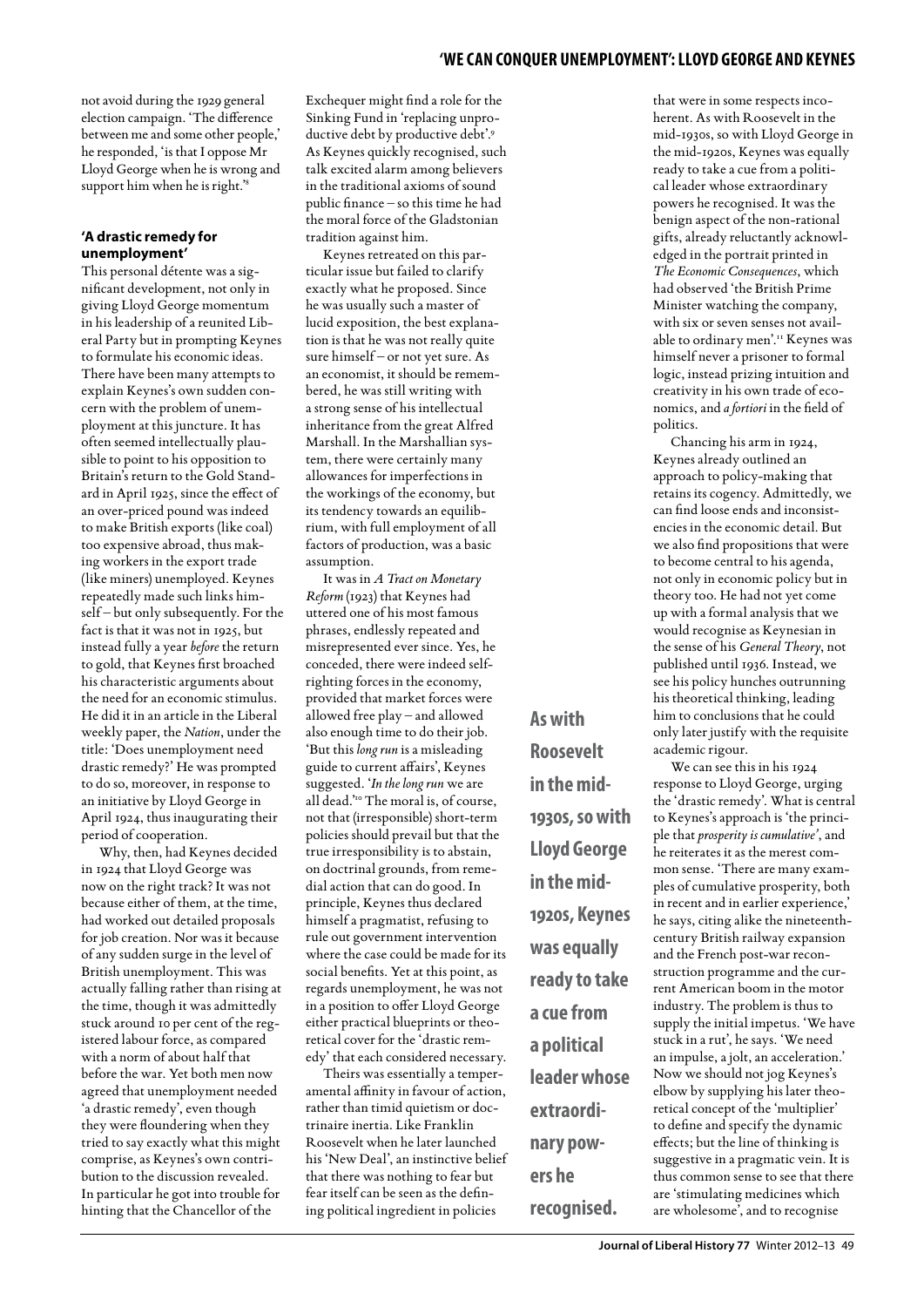not avoid during the 1929 general election campaign. 'The difference between me and some other people,' he responded, 'is that I oppose Mr Lloyd George when he is wrong and support him when he is right.'[8]

## 'A drastic remedy for unemployment'

This personal détente was a significant development, not only in giving Lloyd George momentum in his leadership of a reunited Liberal Party but in prompting Keynes to formulate his economic ideas. There have been many attempts to explain Keynes's own sudden concern with the problem of unemployment at this juncture. It has often seemed intellectually plausible to point to his opposition to Britain's return to the Gold Standard in April 1925, since the effect of an over-priced pound was indeed to make British exports (like coal) too expensive abroad, thus making workers in the export trade (like miners) unemployed. Keynes repeatedly made such links himself – but only subsequently. For the fact is that it was not in 1925, but instead fully a year *before* the return to gold, that Keynes first broached his characteristic arguments about the need for an economic stimulus. He did it in an article in the Liberal weekly paper, the *Nation*, under the title: 'Does unemployment need drastic remedy?' He was prompted to do so, moreover, in response to an initiative by Lloyd George in April 1924, thus inaugurating their period of cooperation.

Why, then, had Keynes decided in 1924 that Lloyd George was now on the right track? It was not because either of them, at the time, had worked out detailed proposals for job creation. Nor was it because of any sudden surge in the level of British unemployment. This was actually falling rather than rising at the time, though it was admittedly stuck around 10 per cent of the registered labour force, as compared with a norm of about half that before the war. Yet both men now agreed that unemployment needed 'a drastic remedy', even though they were floundering when they tried to say exactly what this might comprise, as Keynes's own contribution to the discussion revealed. In particular he got into trouble for hinting that the Chancellor of the Exchequer might find a role for the Sinking Fund in 'replacing unproductive debt by productive debt'.[9] As Keynes quickly recognised, such talk excited alarm among believers in the traditional axioms of sound public finance – so this time he had the moral force of the Gladstonian tradition against him.

Keynes retreated on this particular issue but failed to clarify exactly what he proposed. Since he was usually such a master of lucid exposition, the best explanation is that he was not really quite sure himself – or not yet sure. As an economist, it should be remembered, he was still writing with a strong sense of his intellectual inheritance from the great Alfred Marshall. In the Marshallian system, there were certainly many allowances for imperfections in the workings of the economy, but its tendency towards an equilibrium, with full employment of all factors of production, was a basic assumption.

It was in *A Tract on Monetary Reform* (1923) that Keynes had uttered one of his most famous phrases, endlessly repeated and misrepresented ever since. Yes, he conceded, there were indeed self-righting forces in the economy, provided that market forces were allowed free play – and allowed also enough time to do their job. 'But this *long run* is a misleading guide to current affairs', Keynes suggested. '*In the long run* we are all dead.'[10] The moral is, of course, not that (irresponsible) short-term policies should prevail but that the true irresponsibility is to abstain, on doctrinal grounds, from remedial action that can do good. In principle, Keynes thus declared himself a pragmatist, refusing to rule out government intervention where the case could be made for its social benefits. Yet at this point, as regards unemployment, he was not in a position to offer Lloyd George either practical blueprints or theoretical cover for the 'drastic remedy' that each considered necessary.

Theirs was essentially a temperamental affinity in favour of action, rather than timid quietism or doctrinaire inertia. Like Franklin Roosevelt when he later launched his 'New Deal', an instinctive belief that there was nothing to fear but fear itself can be seen as the defining political ingredient in policies that were in some respects incoherent. As with Roosevelt in the mid-1930s, so with Lloyd George in the mid-1920s, Keynes was equally ready to take a cue from a political leader whose extraordinary powers he recognised. It was the benign aspect of the non-rational gifts, already reluctantly acknowledged in the portrait printed in *The Economic Consequences*, which had observed 'the British Prime Minister watching the company, with six or seven senses not available to ordinary men'.[11] Keynes was himself never a prisoner to formal logic, instead prizing intuition and creativity in his own trade of economics, and *a fortiori* in the field of politics.

**As with Roosevelt in the mid-1930s, so with Lloyd George in the mid-1920s, Keynes was equally ready to take a cue from a political leader whose extraordinary powers he recognised.**

Chancing his arm in 1924, Keynes already outlined an approach to policy-making that retains its cogency. Admittedly, we can find loose ends and inconsistencies in the economic detail. But we also find propositions that were to become central to his agenda, not only in economic policy but in theory too. He had not yet come up with a formal analysis that we would recognise as Keynesian in the sense of his *General Theory*, not published until 1936. Instead, we see his policy hunches outrunning his theoretical thinking, leading him to conclusions that he could only later justify with the requisite academic rigour.

We can see this in his 1924 response to Lloyd George, urging the 'drastic remedy'. What is central to Keynes's approach is 'the principle that *prosperity is cumulative*', and he reiterates it as the merest common sense. 'There are many examples of cumulative prosperity, both in recent and in earlier experience,' he says, citing alike the nineteenth-century British railway expansion and the French post-war reconstruction programme and the current American boom in the motor industry. The problem is thus to supply the initial impetus. 'We have stuck in a rut', he says. 'We need an impulse, a jolt, an acceleration.' Now we should not jog Keynes's elbow by supplying his later theoretical concept of the 'multiplier' to define and specify the dynamic effects; but the line of thinking is suggestive in a pragmatic vein. It is thus common sense to see that there are 'stimulating medicines which are wholesome', and to recognise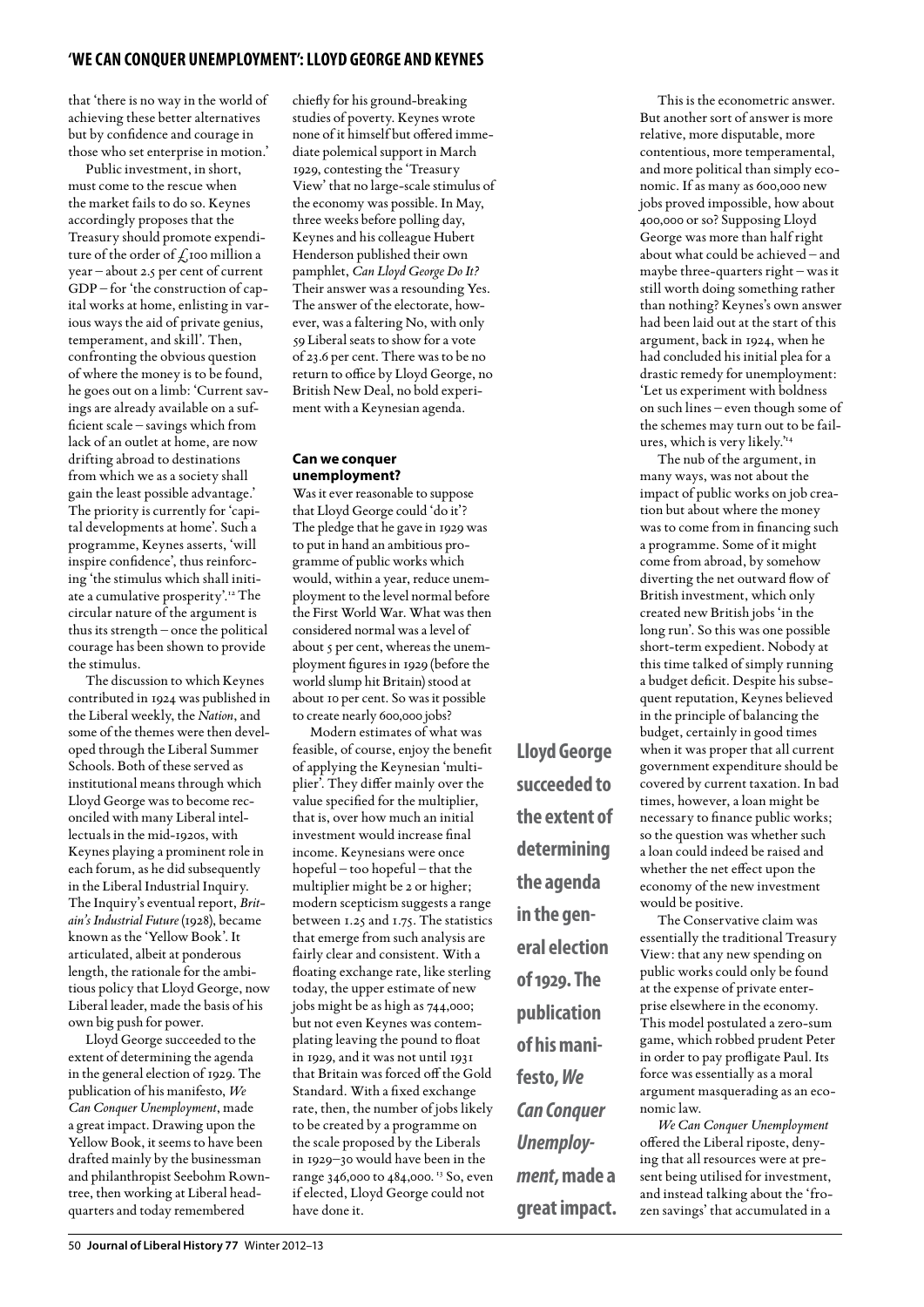that 'there is no way in the world of achieving these better alternatives but by confidence and courage in those who set enterprise in motion.'

Public investment, in short, must come to the rescue when the market fails to do so. Keynes accordingly proposes that the Treasury should promote expenditure of the order of £100 million a year – about 2.5 per cent of current GDP – for 'the construction of capital works at home, enlisting in various ways the aid of private genius, temperament, and skill'. Then, confronting the obvious question of where the money is to be found, he goes out on a limb: 'Current savings are already available on a sufficient scale – savings which from lack of an outlet at home, are now drifting abroad to destinations from which we as a society shall gain the least possible advantage.' The priority is currently for 'capital developments at home'. Such a programme, Keynes asserts, 'will inspire confidence', thus reinforcing 'the stimulus which shall initiate a cumulative prosperity'.[12] The circular nature of the argument is thus its strength – once the political courage has been shown to provide the stimulus.

The discussion to which Keynes contributed in 1924 was published in the Liberal weekly, the *Nation*, and some of the themes were then developed through the Liberal Summer Schools. Both of these served as institutional means through which Lloyd George was to become reconciled with many Liberal intellectuals in the mid-1920s, with Keynes playing a prominent role in each forum, as he did subsequently in the Liberal Industrial Inquiry. The Inquiry's eventual report, *Britain's Industrial Future* (1928), became known as the 'Yellow Book'. It articulated, albeit at ponderous length, the rationale for the ambitious policy that Lloyd George, now Liberal leader, made the basis of his own big push for power.

Lloyd George succeeded to the extent of determining the agenda in the general election of 1929. The publication of his manifesto, *We Can Conquer Unemployment*, made a great impact. Drawing upon the Yellow Book, it seems to have been drafted mainly by the businessman and philanthropist Seebohm Rowntree, then working at Liberal headquarters and today remembered chiefly for his ground-breaking studies of poverty. Keynes wrote none of it himself but offered immediate polemical support in March 1929, contesting the 'Treasury View' that no large-scale stimulus of the economy was possible. In May, three weeks before polling day, Keynes and his colleague Hubert Henderson published their own pamphlet, *Can Lloyd George Do It?* Their answer was a resounding Yes. The answer of the electorate, however, was a faltering No, with only 59 Liberal seats to show for a vote of 23.6 per cent. There was to be no return to office by Lloyd George, no British New Deal, no bold experiment with a Keynesian agenda.

## Can we conquer unemployment?

Was it ever reasonable to suppose that Lloyd George could 'do it'? The pledge that he gave in 1929 was to put in hand an ambitious programme of public works which would, within a year, reduce unemployment to the level normal before the First World War. What was then considered normal was a level of about 5 per cent, whereas the unemployment figures in 1929 (before the world slump hit Britain) stood at about 10 per cent. So was it possible to create nearly 600,000 jobs?

Modern estimates of what was feasible, of course, enjoy the benefit of applying the Keynesian 'multiplier'. They differ mainly over the value specified for the multiplier, that is, over how much an initial investment would increase final income. Keynesians were once hopeful – too hopeful – that the multiplier might be 2 or higher; modern scepticism suggests a range between 1.25 and 1.75. The statistics that emerge from such analysis are fairly clear and consistent. With a floating exchange rate, like sterling today, the upper estimate of new jobs might be as high as 744,000; but not even Keynes was contemplating leaving the pound to float in 1929, and it was not until 1931 that Britain was forced off the Gold Standard. With a fixed exchange rate, then, the number of jobs likely to be created by a programme on the scale proposed by the Liberals in 1929–30 would have been in the range 346,000 to 484,000.[13] So, even if elected, Lloyd George could not have done it.

**Lloyd George succeeded to the extent of determining the agenda in the general election of 1929. The publication of his manifesto, *We Can Conquer Unemployment*, made a great impact.**

This is the econometric answer. But another sort of answer is more relative, more disputable, more contentious, more temperamental, and more political than simply economic. If as many as 600,000 new jobs proved impossible, how about 400,000 or so? Supposing Lloyd George was more than half right about what could be achieved – and maybe three-quarters right – was it still worth doing something rather than nothing? Keynes's own answer had been laid out at the start of this argument, back in 1924, when he had concluded his initial plea for a drastic remedy for unemployment: 'Let us experiment with boldness on such lines – even though some of the schemes may turn out to be failures, which is very likely.'[14]

The nub of the argument, in many ways, was not about the impact of public works on job creation but about where the money was to come from in financing such a programme. Some of it might come from abroad, by somehow diverting the net outward flow of British investment, which only created new British jobs 'in the long run'. So this was one possible short-term expedient. Nobody at this time talked of simply running a budget deficit. Despite his subsequent reputation, Keynes believed in the principle of balancing the budget, certainly in good times when it was proper that all current government expenditure should be covered by current taxation. In bad times, however, a loan might be necessary to finance public works; so the question was whether such a loan could indeed be raised and whether the net effect upon the economy of the new investment would be positive.

The Conservative claim was essentially the traditional Treasury View: that any new spending on public works could only be found at the expense of private enterprise elsewhere in the economy. This model postulated a zero-sum game, which robbed prudent Peter in order to pay profligate Paul. Its force was essentially as a moral argument masquerading as an economic law.

*We Can Conquer Unemployment* offered the Liberal riposte, denying that all resources were at present being utilised for investment, and instead talking about the 'frozen savings' that accumulated in a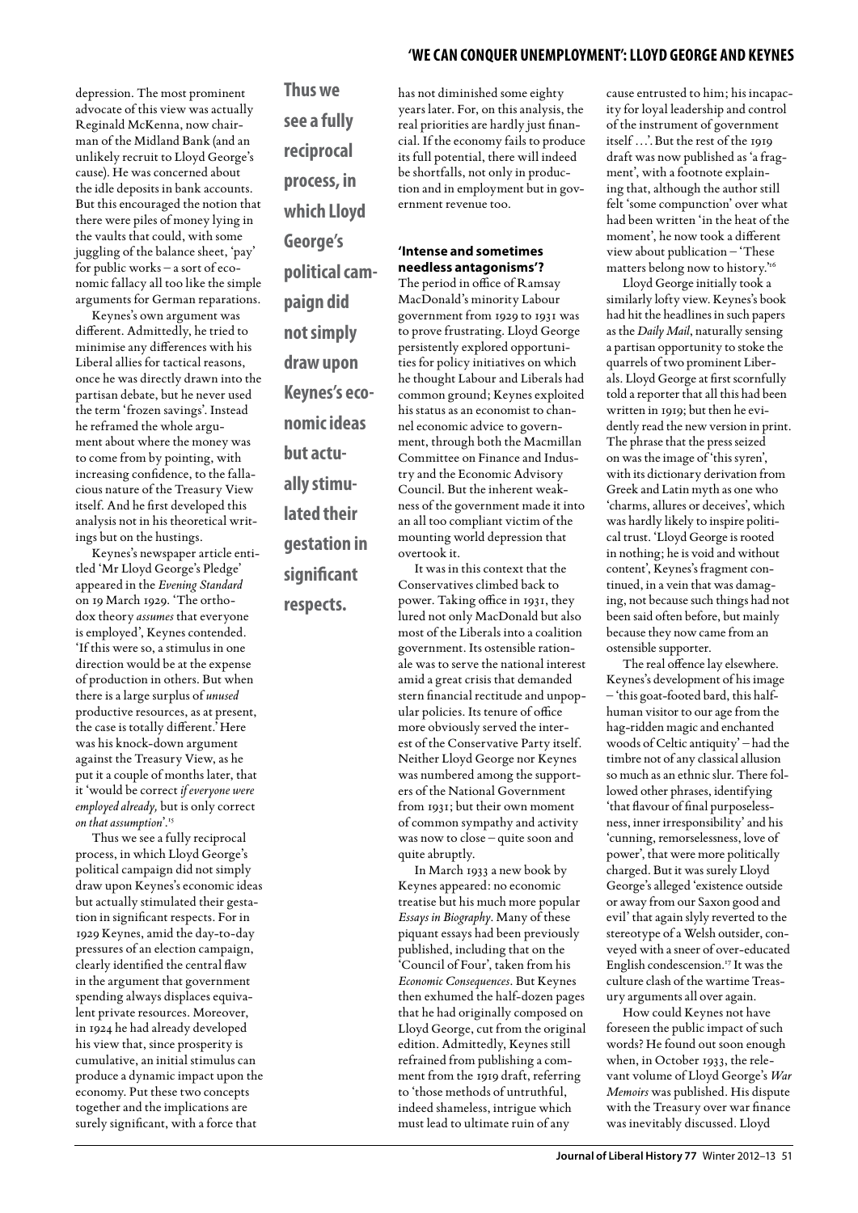depression. The most prominent advocate of this view was actually Reginald McKenna, now chairman of the Midland Bank (and an unlikely recruit to Lloyd George's cause). He was concerned about the idle deposits in bank accounts. But this encouraged the notion that there were piles of money lying in the vaults that could, with some juggling of the balance sheet, 'pay' for public works – a sort of economic fallacy all too like the simple arguments for German reparations.

Keynes's own argument was different. Admittedly, he tried to minimise any differences with his Liberal allies for tactical reasons, once he was directly drawn into the partisan debate, but he never used the term 'frozen savings'. Instead he reframed the whole argument about where the money was to come from by pointing, with increasing confidence, to the fallacious nature of the Treasury View itself. And he first developed this analysis not in his theoretical writings but on the hustings.

Keynes's newspaper article entitled 'Mr Lloyd George's Pledge' appeared in the *Evening Standard* on 19 March 1929. 'The orthodox theory *assumes* that everyone is employed', Keynes contended. 'If this were so, a stimulus in one direction would be at the expense of production in others. But when there is a large surplus of *unused* productive resources, as at present, the case is totally different.' Here was his knock-down argument against the Treasury View, as he put it a couple of months later, that it 'would be correct *if everyone were employed already,* but is only correct *on that assumption*'.[15]

Thus we see a fully reciprocal process, in which Lloyd George's political campaign did not simply draw upon Keynes's economic ideas but actually stimulated their gestation in significant respects. For in 1929 Keynes, amid the day-to-day pressures of an election campaign, clearly identified the central flaw in the argument that government spending always displaces equivalent private resources. Moreover, in 1924 he had already developed his view that, since prosperity is cumulative, an initial stimulus can produce a dynamic impact upon the economy. Put these two concepts together and the implications are surely significant, with a force that has not diminished some eighty years later. For, on this analysis, the real priorities are hardly just financial. If the economy fails to produce its full potential, there will indeed be shortfalls, not only in production and in employment but in government revenue too.

**Thus we see a fully reciprocal process, in which Lloyd George's political campaign did not simply draw upon Keynes's economic ideas but actually stimulated their gestation in significant respects.**

### 'Intense and sometimes needless antagonisms'?

The period in office of Ramsay MacDonald's minority Labour government from 1929 to 1931 was to prove frustrating. Lloyd George persistently explored opportunities for policy initiatives on which he thought Labour and Liberals had common ground; Keynes exploited his status as an economist to channel economic advice to government, through both the Macmillan Committee on Finance and Industry and the Economic Advisory Council. But the inherent weakness of the government made it into an all too compliant victim of the mounting world depression that overtook it.

It was in this context that the Conservatives climbed back to power. Taking office in 1931, they lured not only MacDonald but also most of the Liberals into a coalition government. Its ostensible rationale was to serve the national interest amid a great crisis that demanded stern financial rectitude and unpopular policies. Its tenure of office more obviously served the interest of the Conservative Party itself. Neither Lloyd George nor Keynes was numbered among the supporters of the National Government from 1931; but their own moment of common sympathy and activity was now to close – quite soon and quite abruptly.

In March 1933 a new book by Keynes appeared: no economic treatise but his much more popular *Essays in Biography*. Many of these piquant essays had been previously published, including that on the 'Council of Four', taken from his *Economic Consequences*. But Keynes then exhumed the half-dozen pages that he had originally composed on Lloyd George, cut from the original edition. Admittedly, Keynes still refrained from publishing a comment from the 1919 draft, referring to 'those methods of untruthful, indeed shameless, intrigue which must lead to ultimate ruin of any cause entrusted to him; his incapacity for loyal leadership and control of the instrument of government itself …'. But the rest of the 1919 draft was now published as 'a fragment', with a footnote explaining that, although the author still felt 'some compunction' over what had been written 'in the heat of the moment', he now took a different view about publication – 'These matters belong now to history.'[16]

Lloyd George initially took a similarly lofty view. Keynes's book had hit the headlines in such papers as the *Daily Mail*, naturally sensing a partisan opportunity to stoke the quarrels of two prominent Liberals. Lloyd George at first scornfully told a reporter that all this had been written in 1919; but then he evidently read the new version in print. The phrase that the press seized on was the image of 'this syren', with its dictionary derivation from Greek and Latin myth as one who 'charms, allures or deceives', which was hardly likely to inspire political trust. 'Lloyd George is rooted in nothing; he is void and without content', Keynes's fragment continued, in a vein that was damaging, not because such things had not been said often before, but mainly because they now came from an ostensible supporter.

The real offence lay elsewhere. Keynes's development of his image – 'this goat-footed bard, this half-human visitor to our age from the hag-ridden magic and enchanted woods of Celtic antiquity' – had the timbre not of any classical allusion so much as an ethnic slur. There followed other phrases, identifying 'that flavour of final purposelessness, inner irresponsibility' and his 'cunning, remorselessness, love of power', that were more politically charged. But it was surely Lloyd George's alleged 'existence outside or away from our Saxon good and evil' that again slyly reverted to the stereotype of a Welsh outsider, conveyed with a sneer of over-educated English condescension.[17] It was the culture clash of the wartime Treasury arguments all over again.

How could Keynes not have foreseen the public impact of such words? He found out soon enough when, in October 1933, the relevant volume of Lloyd George's *War Memoirs* was published. His dispute with the Treasury over war finance was inevitably discussed. Lloyd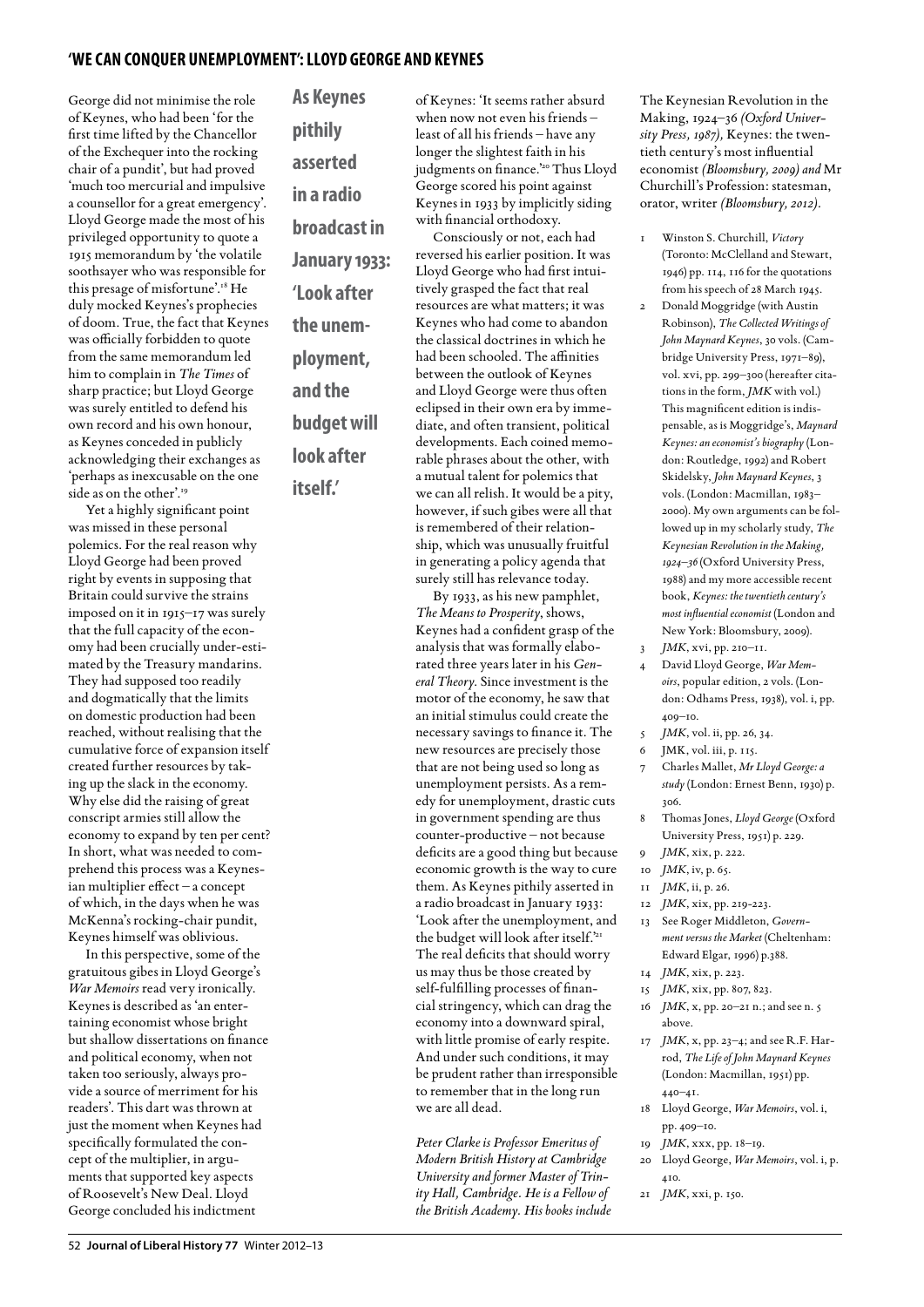George did not minimise the role of Keynes, who had been 'for the first time lifted by the Chancellor of the Exchequer into the rocking chair of a pundit', but had proved 'much too mercurial and impulsive a counsellor for a great emergency'. Lloyd George made the most of his privileged opportunity to quote a 1915 memorandum by 'the volatile soothsayer who was responsible for this presage of misfortune'.[18] He duly mocked Keynes's prophecies of doom. True, the fact that Keynes was officially forbidden to quote from the same memorandum led him to complain in *The Times* of sharp practice; but Lloyd George was surely entitled to defend his own record and his own honour, as Keynes conceded in publicly acknowledging their exchanges as 'perhaps as inexcusable on the one side as on the other'.[19]

Yet a highly significant point was missed in these personal polemics. For the real reason why Lloyd George had been proved right by events in supposing that Britain could survive the strains imposed on it in 1915–17 was surely that the full capacity of the economy had been crucially under-estimated by the Treasury mandarins. They had supposed too readily and dogmatically that the limits on domestic production had been reached, without realising that the cumulative force of expansion itself created further resources by taking up the slack in the economy. Why else did the raising of great conscript armies still allow the economy to expand by ten per cent? In short, what was needed to comprehend this process was a Keynesian multiplier effect – a concept of which, in the days when he was McKenna's rocking-chair pundit, Keynes himself was oblivious.

In this perspective, some of the gratuitous gibes in Lloyd George's *War Memoirs* read very ironically. Keynes is described as 'an entertaining economist whose bright but shallow dissertations on finance and political economy, when not taken too seriously, always provide a source of merriment for his readers'. This dart was thrown at just the moment when Keynes had specifically formulated the concept of the multiplier, in arguments that supported key aspects of Roosevelt's New Deal. Lloyd George concluded his indictment of Keynes: 'It seems rather absurd when now not even his friends – least of all his friends – have any longer the slightest faith in his judgments on finance.'[20] Thus Lloyd George scored his point against Keynes in 1933 by implicitly siding with financial orthodoxy.

**As Keynes pithily asserted in a radio broadcast in January 1933: 'Look after the unemployment, and the budget will look after itself.'**

Consciously or not, each had reversed his earlier position. It was Lloyd George who had first intuitively grasped the fact that real resources are what matters; it was Keynes who had come to abandon the classical doctrines in which he had been schooled. The affinities between the outlook of Keynes and Lloyd George were thus often eclipsed in their own era by immediate, and often transient, political developments. Each coined memorable phrases about the other, with a mutual talent for polemics that we can all relish. It would be a pity, however, if such gibes were all that is remembered of their relationship, which was unusually fruitful in generating a policy agenda that surely still has relevance today.

By 1933, as his new pamphlet, *The Means to Prosperity*, shows, Keynes had a confident grasp of the analysis that was formally elaborated three years later in his *General Theory*. Since investment is the motor of the economy, he saw that an initial stimulus could create the necessary savings to finance it. The new resources are precisely those that are not being used so long as unemployment persists. As a remedy for unemployment, drastic cuts in government spending are thus counter-productive – not because deficits are a good thing but because economic growth is the way to cure them. As Keynes pithily asserted in a radio broadcast in January 1933: 'Look after the unemployment, and the budget will look after itself.'[21] The real deficits that should worry us may thus be those created by self-fulfilling processes of financial stringency, which can drag the economy into a downward spiral, with little promise of early respite. And under such conditions, it may be prudent rather than irresponsible to remember that in the long run we are all dead.

*Peter Clarke is Professor Emeritus of Modern British History at Cambridge University and former Master of Trinity Hall, Cambridge. He is a Fellow of the British Academy. His books include* The Keynesian Revolution in the Making, 1924–36 *(Oxford University Press, 1987),* Keynes: the twentieth century's most influential economist *(Bloomsbury, 2009) and* Mr Churchill's Profession: statesman, orator, writer *(Bloomsbury, 2012).*

1. Winston S. Churchill, *Victory* (Toronto: McClelland and Stewart, 1946) pp. 114, 116 for the quotations from his speech of 28 March 1945.
2. Donald Moggridge (with Austin Robinson), *The Collected Writings of John Maynard Keynes*, 30 vols. (Cambridge University Press, 1971–89), vol. xvi, pp. 299–300 (hereafter citations in the form, *JMK* with vol.) This magnificent edition is indispensable, as is Moggridge's, *Maynard Keynes: an economist's biography* (London: Routledge, 1992) and Robert Skidelsky, *John Maynard Keynes*, 3 vols. (London: Macmillan, 1983–2000). My own arguments can be followed up in my scholarly study, *The Keynesian Revolution in the Making, 1924–36* (Oxford University Press, 1988) and my more accessible recent book, *Keynes: the twentieth century's most influential economist* (London and New York: Bloomsbury, 2009).
3. *JMK*, xvi, pp. 210–11.
4. David Lloyd George, *War Memoirs*, popular edition, 2 vols. (London: Odhams Press, 1938), vol. i, pp. 409–10.
5. *JMK*, vol. ii, pp. 26, 34.
6. JMK, vol. iii, p. 115.
7. Charles Mallet, *Mr Lloyd George: a study* (London: Ernest Benn, 1930) p. 306.
8. Thomas Jones, *Lloyd George* (Oxford University Press, 1951) p. 229.
9. *JMK*, xix, p. 222.
10. *JMK*, iv, p. 65.
11. *JMK*, ii, p. 26.
12. *JMK*, xix, pp. 219-223.
13. See Roger Middleton, *Government versus the Market* (Cheltenham: Edward Elgar, 1996) p.388.
14. *JMK*, xix, p. 223.
15. *JMK*, xix, pp. 807, 823.
16. *JMK*, x, pp. 20–21 n.; and see n. 5 above.
17. *JMK*, x, pp. 23–4; and see R.F. Harrod, *The Life of John Maynard Keynes* (London: Macmillan, 1951) pp. 440–41.
18. Lloyd George, *War Memoirs*, vol. i, pp. 409–10.
19. *JMK*, xxx, pp. 18–19.
20. Lloyd George, *War Memoirs*, vol. i, p. 410.
21. *JMK*, xxi, p. 150.